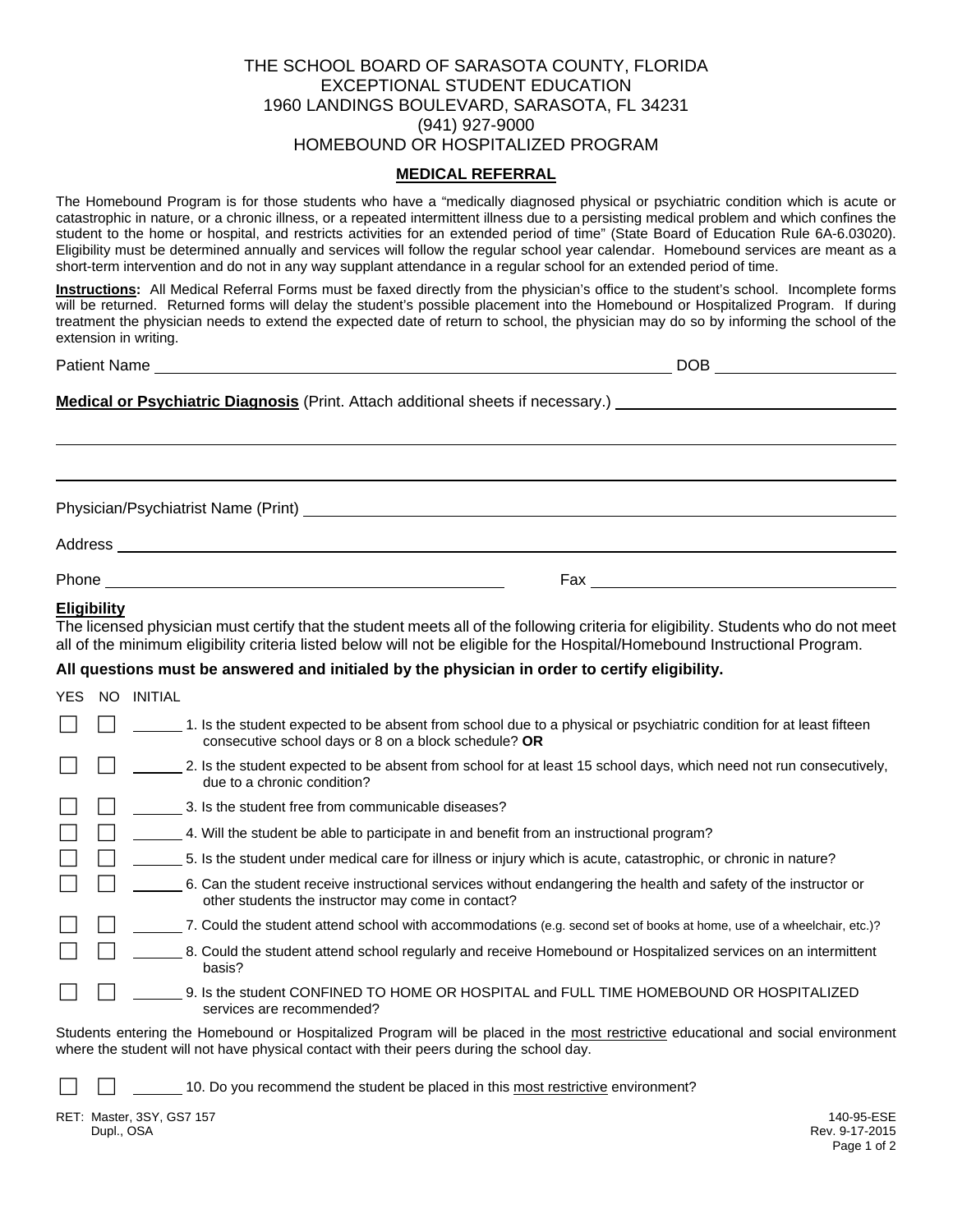THE SCHOOL BOARD OF SARASOTA COUNTY, FLORIDA
EXCEPTIONAL STUDENT EDUCATION
1960 LANDINGS BOULEVARD, SARASOTA, FL 34231
(941) 927-9000
HOMEBOUND OR HOSPITALIZED PROGRAM

## MEDICAL REFERRAL

The Homebound Program is for those students who have a "medically diagnosed physical or psychiatric condition which is acute or catastrophic in nature, or a chronic illness, or a repeated intermittent illness due to a persisting medical problem and which confines the student to the home or hospital, and restricts activities for an extended period of time" (State Board of Education Rule 6A-6.03020). Eligibility must be determined annually and services will follow the regular school year calendar. Homebound services are meant as a short-term intervention and do not in any way supplant attendance in a regular school for an extended period of time.

**Instructions:** All Medical Referral Forms must be faxed directly from the physician's office to the student's school. Incomplete forms will be returned. Returned forms will delay the student's possible placement into the Homebound or Hospitalized Program. If during treatment the physician needs to extend the expected date of return to school, the physician may do so by informing the school of the extension in writing.

Patient Name ______________________________ DOB ______________

**Medical or Psychiatric Diagnosis** (Print. Attach additional sheets if necessary.) ______________________________

______________________________

______________________________

Physician/Psychiatrist Name (Print) ______________________________

Address ______________________________

Phone ______________________________ Fax ______________________________

**Eligibility**

The licensed physician must certify that the student meets all of the following criteria for eligibility. Students who do not meet all of the minimum eligibility criteria listed below will not be eligible for the Hospital/Homebound Instructional Program.

**All questions must be answered and initialed by the physician in order to certify eligibility.**

| YES | NO | INITIAL | |
|---|---|---|---|
| ☐ | ☐ | ______ | 1. Is the student expected to be absent from school due to a physical or psychiatric condition for at least fifteen consecutive school days or 8 on a block schedule? **OR** |
| ☐ | ☐ | ______ | 2. Is the student expected to be absent from school for at least 15 school days, which need not run consecutively, due to a chronic condition? |
| ☐ | ☐ | ______ | 3. Is the student free from communicable diseases? |
| ☐ | ☐ | ______ | 4. Will the student be able to participate in and benefit from an instructional program? |
| ☐ | ☐ | ______ | 5. Is the student under medical care for illness or injury which is acute, catastrophic, or chronic in nature? |
| ☐ | ☐ | ______ | 6. Can the student receive instructional services without endangering the health and safety of the instructor or other students the instructor may come in contact? |
| ☐ | ☐ | ______ | 7. Could the student attend school with accommodations (e.g. second set of books at home, use of a wheelchair, etc.)? |
| ☐ | ☐ | ______ | 8. Could the student attend school regularly and receive Homebound or Hospitalized services on an intermittent basis? |
| ☐ | ☐ | ______ | 9. Is the student CONFINED TO HOME OR HOSPITAL and FULL TIME HOMEBOUND OR HOSPITALIZED services are recommended? |

Students entering the Homebound or Hospitalized Program will be placed in the <u>most restrictive</u> educational and social environment where the student will not have physical contact with their peers during the school day.

| YES | NO | INITIAL | |
|---|---|---|---|
| ☐ | ☐ | ______ | 10. Do you recommend the student be placed in this <u>most restrictive</u> environment? |

RET: Master, 3SY, GS7 157
Dupl., OSA

140-95-ESE
Rev. 9-17-2015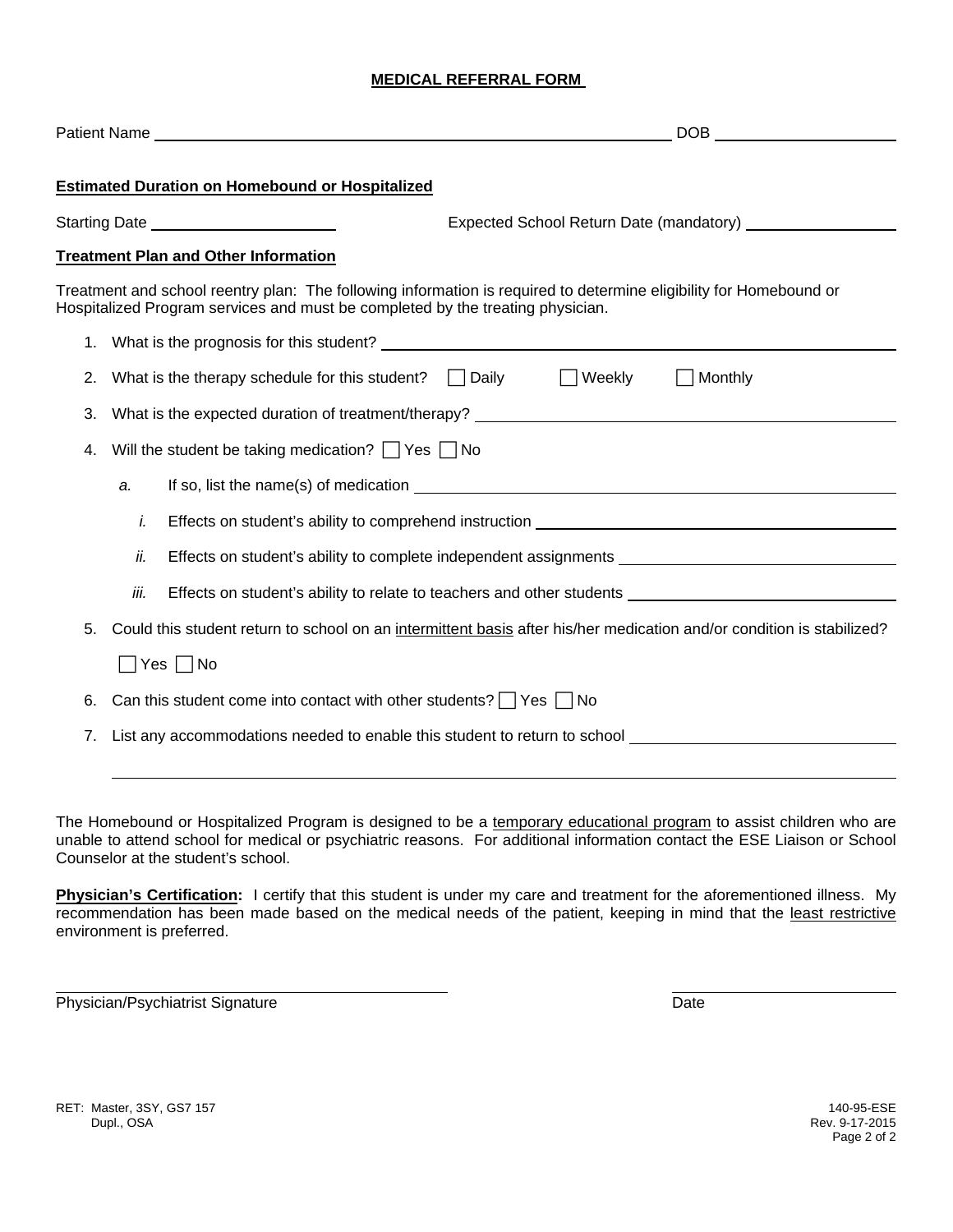# MEDICAL REFERRAL FORM

Patient Name ______________________________ DOB ______________

**Estimated Duration on Homebound or Hospitalized**

Starting Date ______________ Expected School Return Date (mandatory) ______________

**Treatment Plan and Other Information**

Treatment and school reentry plan: The following information is required to determine eligibility for Homebound or Hospitalized Program services and must be completed by the treating physician.

1. What is the prognosis for this student? ______________________________
2. What is the therapy schedule for this student? ☐ Daily ☐ Weekly ☐ Monthly
3. What is the expected duration of treatment/therapy? ______________________________
4. Will the student be taking medication? ☐ Yes ☐ No
   - *a.* If so, list the name(s) of medication ______________________________
     - *i.* Effects on student's ability to comprehend instruction ______________________________
     - *ii.* Effects on student's ability to complete independent assignments ______________________________
     - *iii.* Effects on student's ability to relate to teachers and other students ______________________________
5. Could this student return to school on an intermittent basis after his/her medication and/or condition is stabilized?

   ☐ Yes ☐ No
6. Can this student come into contact with other students? ☐ Yes ☐ No
7. List any accommodations needed to enable this student to return to school ______________________________

   ______________________________

The Homebound or Hospitalized Program is designed to be a temporary educational program to assist children who are unable to attend school for medical or psychiatric reasons. For additional information contact the ESE Liaison or School Counselor at the student's school.

**Physician's Certification:** I certify that this student is under my care and treatment for the aforementioned illness. My recommendation has been made based on the medical needs of the patient, keeping in mind that the least restrictive environment is preferred.

______________________________ ______________

Physician/Psychiatrist Signature Date

RET: Master, 3SY, GS7 157
Dupl., OSA

140-95-ESE
Rev. 9-17-2015